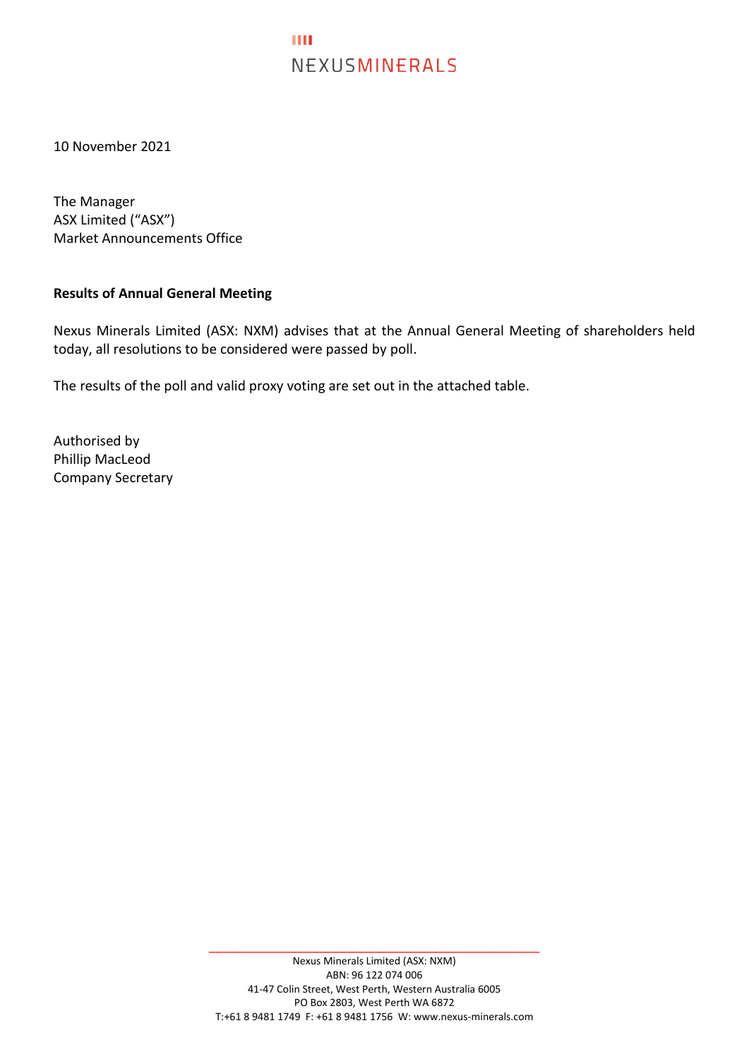NEXUSMINERALS

10 November 2021

The Manager
ASX Limited ("ASX")
Market Announcements Office

**Results of Annual General Meeting**

Nexus Minerals Limited (ASX: NXM) advises that at the Annual General Meeting of shareholders held today, all resolutions to be considered were passed by poll.

The results of the poll and valid proxy voting are set out in the attached table.

Authorised by
Phillip MacLeod
Company Secretary

Nexus Minerals Limited (ASX: NXM)
ABN: 96 122 074 006
41-47 Colin Street, West Perth, Western Australia 6005
PO Box 2803, West Perth WA 6872
T:+61 8 9481 1749 F: +61 8 9481 1756 W: www.nexus-minerals.com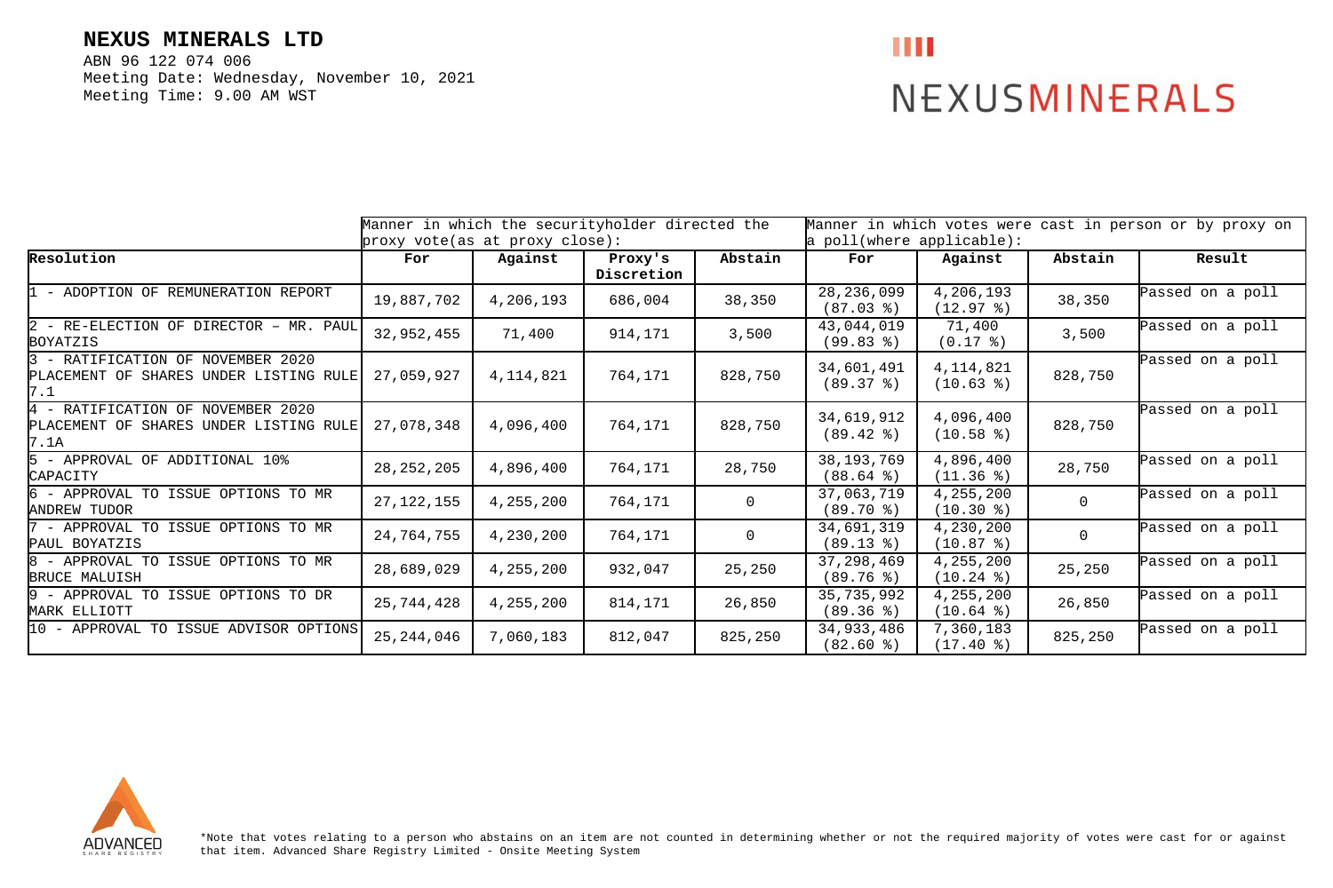**NEXUS MINERALS LTD**
ABN 96 122 074 006
Meeting Date: Wednesday, November 10, 2021
Meeting Time: 9.00 AM WST

NEXUSMINERALS

| | Manner in which the securityholder directed the proxy vote(as at proxy close): | | | | Manner in which votes were cast in person or by proxy on a poll(where applicable): | | | |
|---|---|---|---|---|---|---|---|---|
| **Resolution** | **For** | **Against** | **Proxy's Discretion** | **Abstain** | **For** | **Against** | **Abstain** | **Result** |
| 1 - ADOPTION OF REMUNERATION REPORT | 19,887,702 | 4,206,193 | 686,004 | 38,350 | 28,236,099 (87.03 %) | 4,206,193 (12.97 %) | 38,350 | Passed on a poll |
| 2 - RE-ELECTION OF DIRECTOR – MR. PAUL BOYATZIS | 32,952,455 | 71,400 | 914,171 | 3,500 | 43,044,019 (99.83 %) | 71,400 (0.17 %) | 3,500 | Passed on a poll |
| 3 - RATIFICATION OF NOVEMBER 2020 PLACEMENT OF SHARES UNDER LISTING RULE 7.1 | 27,059,927 | 4,114,821 | 764,171 | 828,750 | 34,601,491 (89.37 %) | 4,114,821 (10.63 %) | 828,750 | Passed on a poll |
| 4 - RATIFICATION OF NOVEMBER 2020 PLACEMENT OF SHARES UNDER LISTING RULE 7.1A | 27,078,348 | 4,096,400 | 764,171 | 828,750 | 34,619,912 (89.42 %) | 4,096,400 (10.58 %) | 828,750 | Passed on a poll |
| 5 - APPROVAL OF ADDITIONAL 10% CAPACITY | 28,252,205 | 4,896,400 | 764,171 | 28,750 | 38,193,769 (88.64 %) | 4,896,400 (11.36 %) | 28,750 | Passed on a poll |
| 6 - APPROVAL TO ISSUE OPTIONS TO MR ANDREW TUDOR | 27,122,155 | 4,255,200 | 764,171 | 0 | 37,063,719 (89.70 %) | 4,255,200 (10.30 %) | 0 | Passed on a poll |
| 7 - APPROVAL TO ISSUE OPTIONS TO MR PAUL BOYATZIS | 24,764,755 | 4,230,200 | 764,171 | 0 | 34,691,319 (89.13 %) | 4,230,200 (10.87 %) | 0 | Passed on a poll |
| 8 - APPROVAL TO ISSUE OPTIONS TO MR BRUCE MALUISH | 28,689,029 | 4,255,200 | 932,047 | 25,250 | 37,298,469 (89.76 %) | 4,255,200 (10.24 %) | 25,250 | Passed on a poll |
| 9 - APPROVAL TO ISSUE OPTIONS TO DR MARK ELLIOTT | 25,744,428 | 4,255,200 | 814,171 | 26,850 | 35,735,992 (89.36 %) | 4,255,200 (10.64 %) | 26,850 | Passed on a poll |
| 10 - APPROVAL TO ISSUE ADVISOR OPTIONS | 25,244,046 | 7,060,183 | 812,047 | 825,250 | 34,933,486 (82.60 %) | 7,360,183 (17.40 %) | 825,250 | Passed on a poll |

ADVANCED SHARE REGISTRY

*Note that votes relating to a person who abstains on an item are not counted in determining whether or not the required majority of votes were cast for or against that item. Advanced Share Registry Limited - Onsite Meeting System